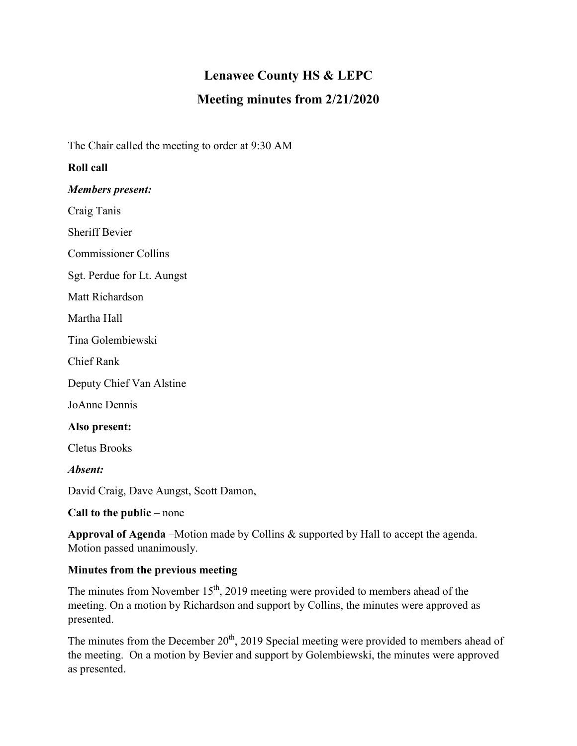# Lenawee County HS & LEPC

## Meeting minutes from 2/21/2020

The Chair called the meeting to order at 9:30 AM

**Roll call**

***Members present:***

Craig Tanis

Sheriff Bevier

Commissioner Collins

Sgt. Perdue for Lt. Aungst

Matt Richardson

Martha Hall

Tina Golembiewski

Chief Rank

Deputy Chief Van Alstine

JoAnne Dennis

**Also present:**

Cletus Brooks

***Absent:***

David Craig, Dave Aungst, Scott Damon,

**Call to the public** – none

**Approval of Agenda** –Motion made by Collins & supported by Hall to accept the agenda. Motion passed unanimously.

**Minutes from the previous meeting**

The minutes from November 15th, 2019 meeting were provided to members ahead of the meeting. On a motion by Richardson and support by Collins, the minutes were approved as presented.

The minutes from the December 20th, 2019 Special meeting were provided to members ahead of the meeting. On a motion by Bevier and support by Golembiewski, the minutes were approved as presented.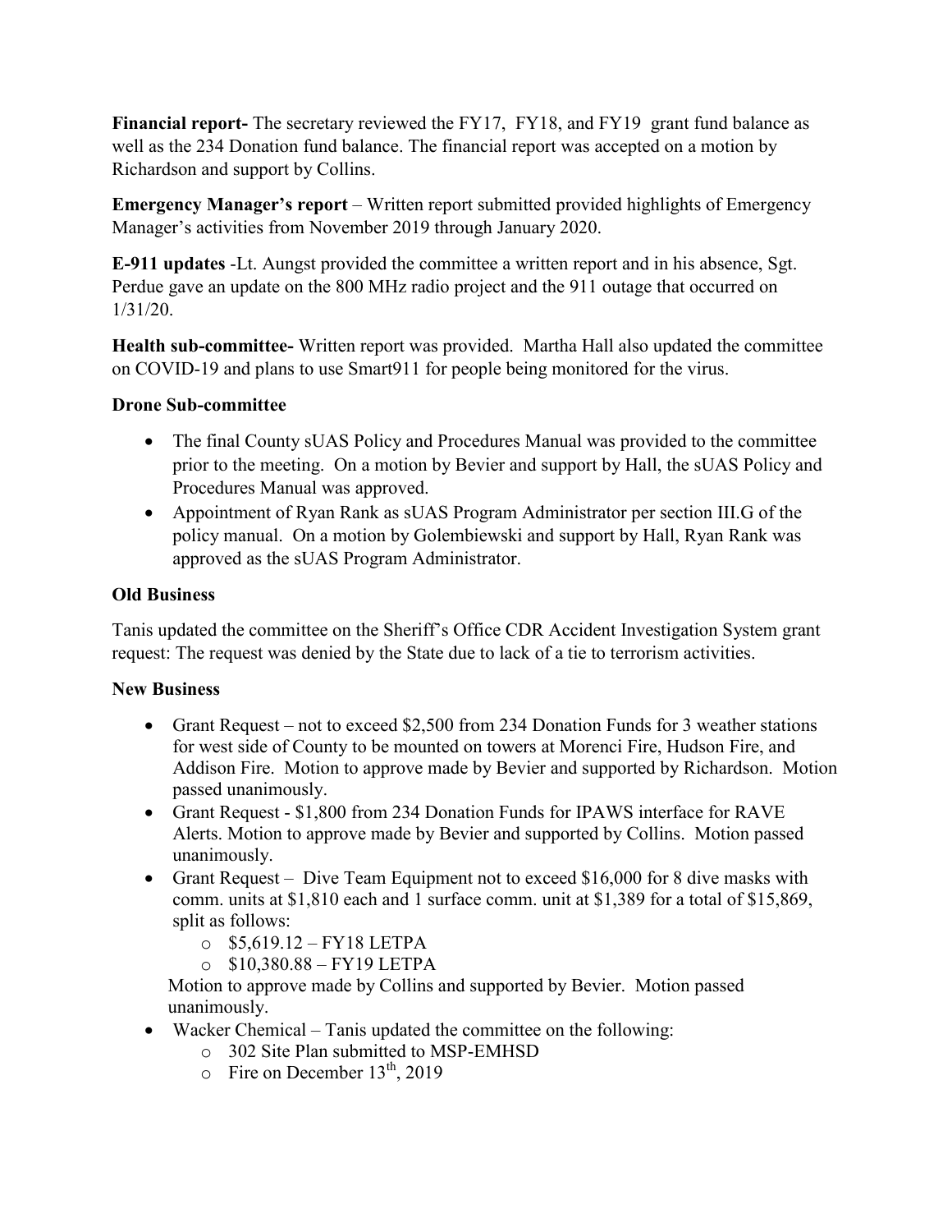**Financial report-** The secretary reviewed the FY17, FY18, and FY19 grant fund balance as well as the 234 Donation fund balance. The financial report was accepted on a motion by Richardson and support by Collins.

**Emergency Manager's report** – Written report submitted provided highlights of Emergency Manager's activities from November 2019 through January 2020.

**E-911 updates** -Lt. Aungst provided the committee a written report and in his absence, Sgt. Perdue gave an update on the 800 MHz radio project and the 911 outage that occurred on 1/31/20.

**Health sub-committee-** Written report was provided. Martha Hall also updated the committee on COVID-19 and plans to use Smart911 for people being monitored for the virus.

**Drone Sub-committee**

- The final County sUAS Policy and Procedures Manual was provided to the committee prior to the meeting. On a motion by Bevier and support by Hall, the sUAS Policy and Procedures Manual was approved.
- Appointment of Ryan Rank as sUAS Program Administrator per section III.G of the policy manual. On a motion by Golembiewski and support by Hall, Ryan Rank was approved as the sUAS Program Administrator.

**Old Business**

Tanis updated the committee on the Sheriff's Office CDR Accident Investigation System grant request: The request was denied by the State due to lack of a tie to terrorism activities.

**New Business**

- Grant Request – not to exceed $2,500 from 234 Donation Funds for 3 weather stations for west side of County to be mounted on towers at Morenci Fire, Hudson Fire, and Addison Fire. Motion to approve made by Bevier and supported by Richardson. Motion passed unanimously.
- Grant Request - $1,800 from 234 Donation Funds for IPAWS interface for RAVE Alerts. Motion to approve made by Bevier and supported by Collins. Motion passed unanimously.
- Grant Request – Dive Team Equipment not to exceed $16,000 for 8 dive masks with comm. units at $1,810 each and 1 surface comm. unit at $1,389 for a total of $15,869, split as follows:
    - $5,619.12 – FY18 LETPA
    - $10,380.88 – FY19 LETPA

  Motion to approve made by Collins and supported by Bevier. Motion passed unanimously.
- Wacker Chemical – Tanis updated the committee on the following:
    - 302 Site Plan submitted to MSP-EMHSD
    - Fire on December 13th, 2019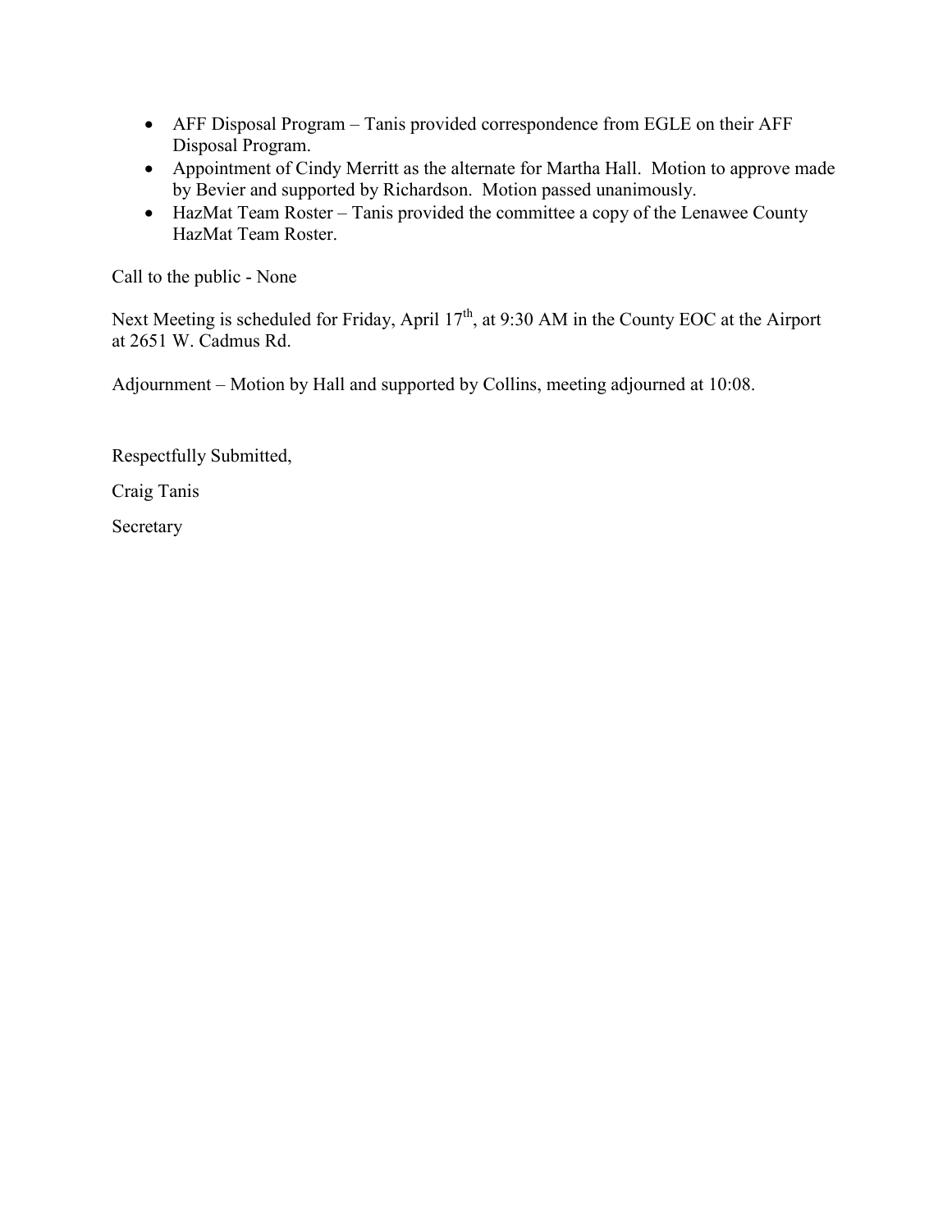- AFF Disposal Program – Tanis provided correspondence from EGLE on their AFF Disposal Program.
- Appointment of Cindy Merritt as the alternate for Martha Hall. Motion to approve made by Bevier and supported by Richardson. Motion passed unanimously.
- HazMat Team Roster – Tanis provided the committee a copy of the Lenawee County HazMat Team Roster.

Call to the public - None

Next Meeting is scheduled for Friday, April 17th, at 9:30 AM in the County EOC at the Airport at 2651 W. Cadmus Rd.

Adjournment – Motion by Hall and supported by Collins, meeting adjourned at 10:08.

Respectfully Submitted,

Craig Tanis

Secretary